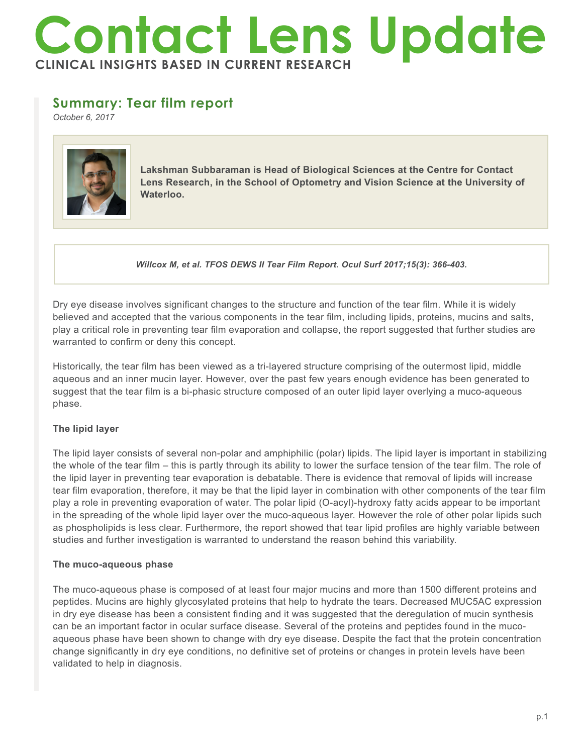# Contact Lens Update

**CLINICAL INSIGHTS BASED IN CURRENT RESEARCH**

## Summary: Tear film report

*October 6, 2017*

**Lakshman Subbaraman is Head of Biological Sciences at the Centre for Contact Lens Research, in the School of Optometry and Vision Science at the University of Waterloo.**

***Willcox M, et al. TFOS DEWS II Tear Film Report. Ocul Surf 2017;15(3): 366-403.***

Dry eye disease involves significant changes to the structure and function of the tear film. While it is widely believed and accepted that the various components in the tear film, including lipids, proteins, mucins and salts, play a critical role in preventing tear film evaporation and collapse, the report suggested that further studies are warranted to confirm or deny this concept.

Historically, the tear film has been viewed as a tri-layered structure comprising of the outermost lipid, middle aqueous and an inner mucin layer. However, over the past few years enough evidence has been generated to suggest that the tear film is a bi-phasic structure composed of an outer lipid layer overlying a muco-aqueous phase.

### The lipid layer

The lipid layer consists of several non-polar and amphiphilic (polar) lipids. The lipid layer is important in stabilizing the whole of the tear film – this is partly through its ability to lower the surface tension of the tear film. The role of the lipid layer in preventing tear evaporation is debatable. There is evidence that removal of lipids will increase tear film evaporation, therefore, it may be that the lipid layer in combination with other components of the tear film play a role in preventing evaporation of water. The polar lipid (O-acyl)-hydroxy fatty acids appear to be important in the spreading of the whole lipid layer over the muco-aqueous layer. However the role of other polar lipids such as phospholipids is less clear. Furthermore, the report showed that tear lipid profiles are highly variable between studies and further investigation is warranted to understand the reason behind this variability.

### The muco-aqueous phase

The muco-aqueous phase is composed of at least four major mucins and more than 1500 different proteins and peptides. Mucins are highly glycosylated proteins that help to hydrate the tears. Decreased MUC5AC expression in dry eye disease has been a consistent finding and it was suggested that the deregulation of mucin synthesis can be an important factor in ocular surface disease. Several of the proteins and peptides found in the muco-aqueous phase have been shown to change with dry eye disease. Despite the fact that the protein concentration change significantly in dry eye conditions, no definitive set of proteins or changes in protein levels have been validated to help in diagnosis.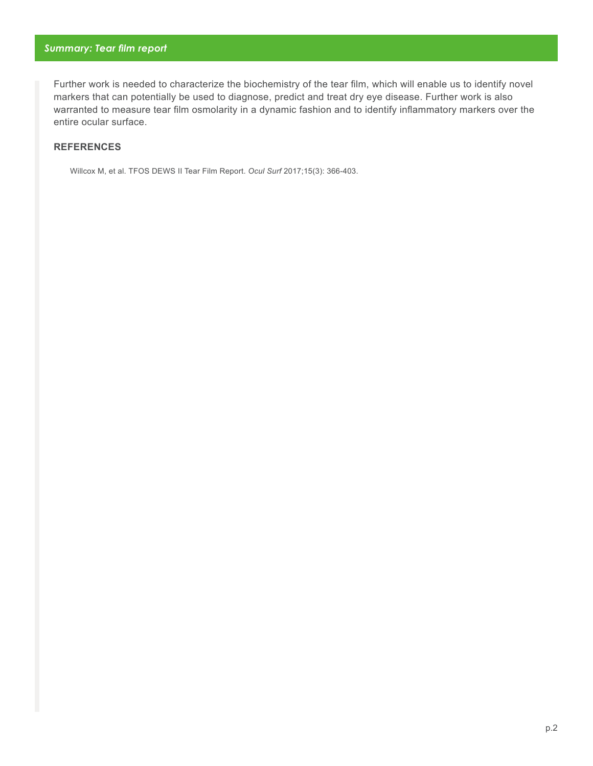*Summary: Tear film report*

Further work is needed to characterize the biochemistry of the tear film, which will enable us to identify novel markers that can potentially be used to diagnose, predict and treat dry eye disease. Further work is also warranted to measure tear film osmolarity in a dynamic fashion and to identify inflammatory markers over the entire ocular surface.

## REFERENCES

Willcox M, et al. TFOS DEWS II Tear Film Report. *Ocul Surf* 2017;15(3): 366-403.